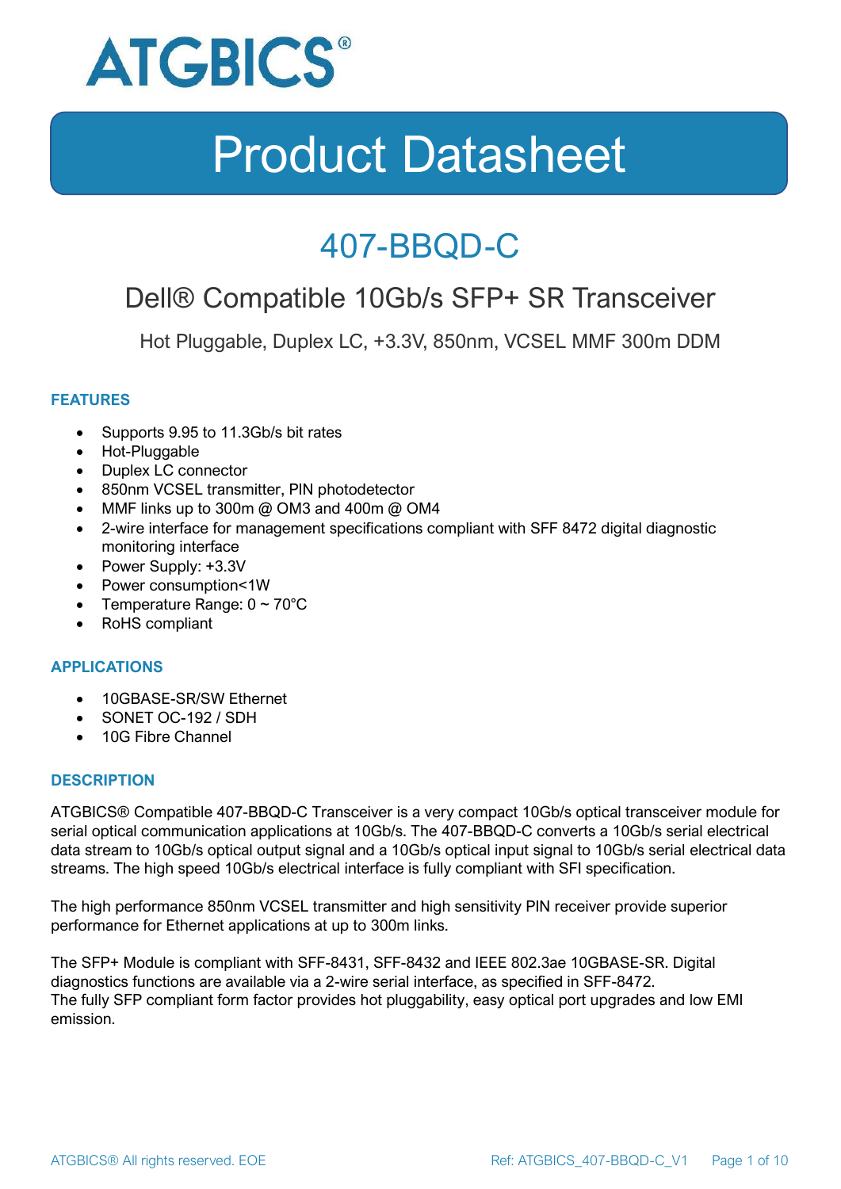ATGBICS®

# Product Datasheet

## 407-BBQD-C

### Dell® Compatible 10Gb/s SFP+ SR Transceiver

Hot Pluggable, Duplex LC, +3.3V, 850nm, VCSEL MMF 300m DDM

### FEATURES

- Supports 9.95 to 11.3Gb/s bit rates
- Hot-Pluggable
- Duplex LC connector
- 850nm VCSEL transmitter, PIN photodetector
- MMF links up to 300m @ OM3 and 400m @ OM4
- 2-wire interface for management specifications compliant with SFF 8472 digital diagnostic monitoring interface
- Power Supply: +3.3V
- Power consumption<1W
- Temperature Range: 0 ~ 70°C
- RoHS compliant

### APPLICATIONS

- 10GBASE-SR/SW Ethernet
- SONET OC-192 / SDH
- 10G Fibre Channel

### DESCRIPTION

ATGBICS® Compatible 407-BBQD-C Transceiver is a very compact 10Gb/s optical transceiver module for serial optical communication applications at 10Gb/s. The 407-BBQD-C converts a 10Gb/s serial electrical data stream to 10Gb/s optical output signal and a 10Gb/s optical input signal to 10Gb/s serial electrical data streams. The high speed 10Gb/s electrical interface is fully compliant with SFI specification.

The high performance 850nm VCSEL transmitter and high sensitivity PIN receiver provide superior performance for Ethernet applications at up to 300m links.

The SFP+ Module is compliant with SFF-8431, SFF-8432 and IEEE 802.3ae 10GBASE-SR. Digital diagnostics functions are available via a 2-wire serial interface, as specified in SFF-8472.
The fully SFP compliant form factor provides hot pluggability, easy optical port upgrades and low EMI emission.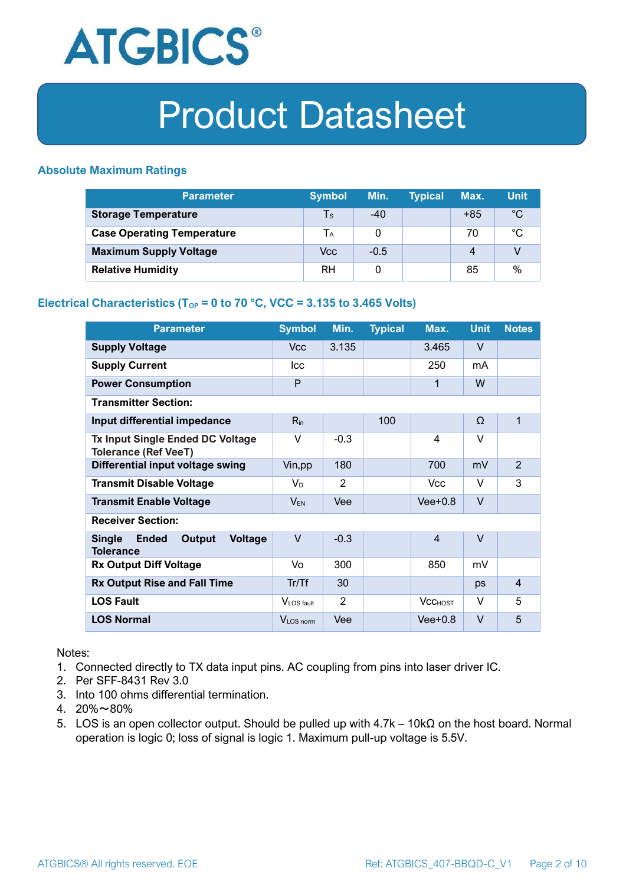ATGBICS®

# Product Datasheet

## Absolute Maximum Ratings

| Parameter | Symbol | Min. | Typical | Max. | Unit |
|---|---|---|---|---|---|
| **Storage Temperature** | $T_S$ | -40 | | +85 | °C |
| **Case Operating Temperature** | $T_A$ | 0 | | 70 | °C |
| **Maximum Supply Voltage** | Vcc | -0.5 | | 4 | V |
| **Relative Humidity** | RH | 0 | | 85 | % |

## Electrical Characteristics ($T_{OP}$ = 0 to 70 °C, VCC = 3.135 to 3.465 Volts)

| Parameter | Symbol | Min. | Typical | Max. | Unit | Notes |
|---|---|---|---|---|---|---|
| **Supply Voltage** | Vcc | 3.135 | | 3.465 | V | |
| **Supply Current** | Icc | | | 250 | mA | |
| **Power Consumption** | P | | | 1 | W | |
| **Transmitter Section:** | | | | | | |
| **Input differential impedance** | $R_{in}$ | | 100 | | Ω | 1 |
| **Tx Input Single Ended DC Voltage Tolerance (Ref VeeT)** | V | -0.3 | | 4 | V | |
| **Differential input voltage swing** | Vin,pp | 180 | | 700 | mV | 2 |
| **Transmit Disable Voltage** | $V_D$ | 2 | | Vcc | V | 3 |
| **Transmit Enable Voltage** | $V_{EN}$ | Vee | | Vee+0.8 | V | |
| **Receiver Section:** | | | | | | |
| **Single Ended Output Voltage Tolerance** | V | -0.3 | | 4 | V | |
| **Rx Output Diff Voltage** | Vo | 300 | | 850 | mV | |
| **Rx Output Rise and Fall Time** | Tr/Tf | 30 | | | ps | 4 |
| **LOS Fault** | $V_{LOS\ fault}$ | 2 | | $Vcc_{HOST}$ | V | 5 |
| **LOS Normal** | $V_{LOS\ norm}$ | Vee | | Vee+0.8 | V | 5 |

Notes:

1. Connected directly to TX data input pins. AC coupling from pins into laser driver IC.
2. Per SFF-8431 Rev 3.0
3. Into 100 ohms differential termination.
4. 20%～80%
5. LOS is an open collector output. Should be pulled up with 4.7k – 10kΩ on the host board. Normal operation is logic 0; loss of signal is logic 1. Maximum pull-up voltage is 5.5V.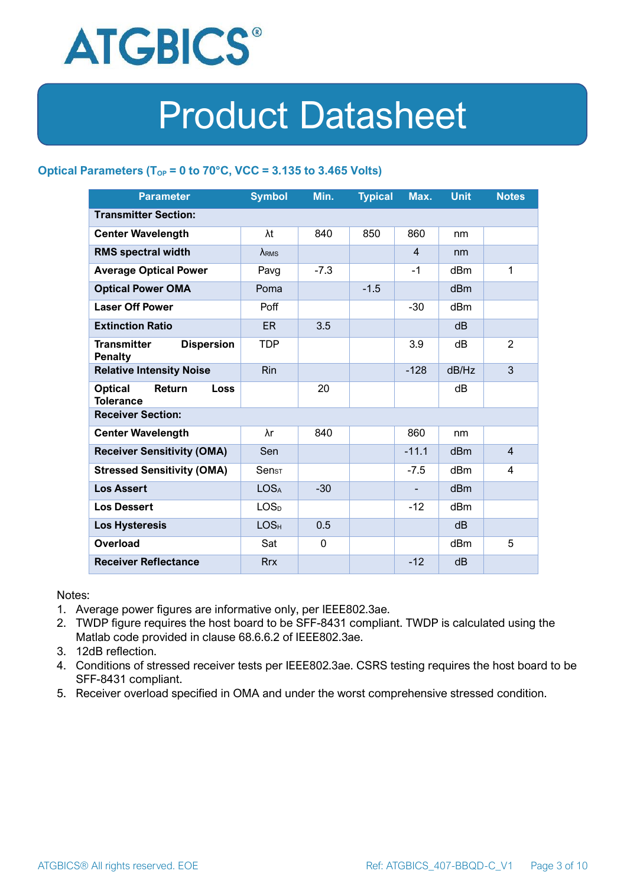# Product Datasheet

### Optical Parameters ($T_{OP}$ = 0 to 70°C, VCC = 3.135 to 3.465 Volts)

| Parameter | Symbol | Min. | Typical | Max. | Unit | Notes |
|---|---|---|---|---|---|---|
| **Transmitter Section:** | | | | | | |
| **Center Wavelength** | λt | 840 | 850 | 860 | nm | |
| **RMS spectral width** | $\lambda_{RMS}$ | | | 4 | nm | |
| **Average Optical Power** | Pavg | -7.3 | | -1 | dBm | 1 |
| **Optical Power OMA** | Poma | | -1.5 | | dBm | |
| **Laser Off Power** | Poff | | | -30 | dBm | |
| **Extinction Ratio** | ER | 3.5 | | | dB | |
| **Transmitter Dispersion Penalty** | TDP | | | 3.9 | dB | 2 |
| **Relative Intensity Noise** | Rin | | | -128 | dB/Hz | 3 |
| **Optical Return Loss Tolerance** | | 20 | | | dB | |
| **Receiver Section:** | | | | | | |
| **Center Wavelength** | λr | 840 | | 860 | nm | |
| **Receiver Sensitivity (OMA)** | Sen | | | -11.1 | dBm | 4 |
| **Stressed Sensitivity (OMA)** | $Sen_{ST}$ | | | -7.5 | dBm | 4 |
| **Los Assert** | $LOS_A$ | -30 | | - | dBm | |
| **Los Dessert** | $LOS_D$ | | | -12 | dBm | |
| **Los Hysteresis** | $LOS_H$ | 0.5 | | | dB | |
| **Overload** | Sat | 0 | | | dBm | 5 |
| **Receiver Reflectance** | Rrx | | | -12 | dB | |

Notes:

1. Average power figures are informative only, per IEEE802.3ae.
2. TWDP figure requires the host board to be SFF-8431 compliant. TWDP is calculated using the Matlab code provided in clause 68.6.6.2 of IEEE802.3ae.
3. 12dB reflection.
4. Conditions of stressed receiver tests per IEEE802.3ae. CSRS testing requires the host board to be SFF-8431 compliant.
5. Receiver overload specified in OMA and under the worst comprehensive stressed condition.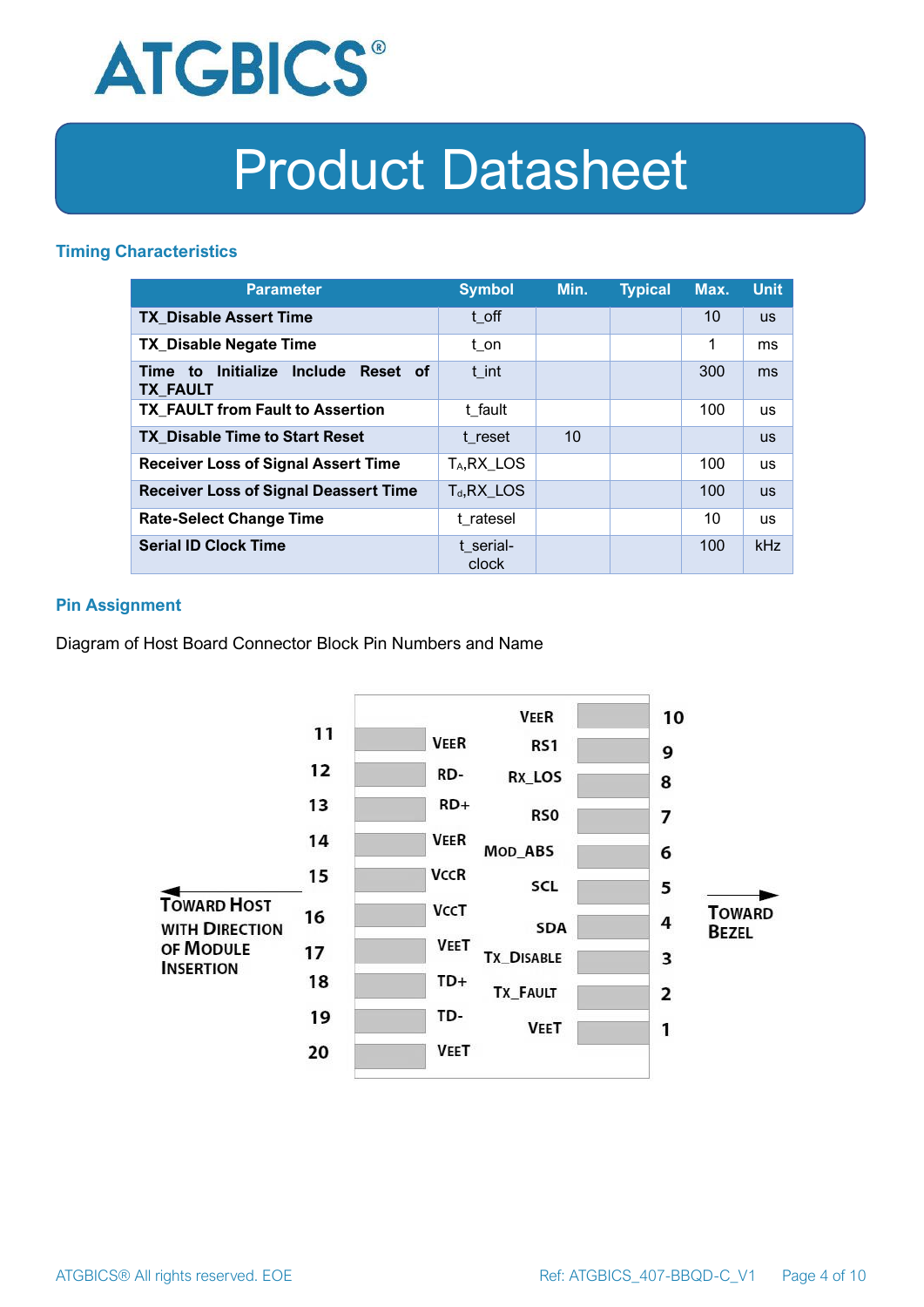## Timing Characteristics

| Parameter | Symbol | Min. | Typical | Max. | Unit |
|---|---|---|---|---|---|
| **TX_Disable Assert Time** | t_off | | | 10 | us |
| **TX_Disable Negate Time** | t_on | | | 1 | ms |
| **Time to Initialize Include Reset of TX_FAULT** | t_int | | | 300 | ms |
| **TX_FAULT from Fault to Assertion** | t_fault | | | 100 | us |
| **TX_Disable Time to Start Reset** | t_reset | 10 | | | us |
| **Receiver Loss of Signal Assert Time** | $T_A$,RX_LOS | | | 100 | us |
| **Receiver Loss of Signal Deassert Time** | $T_d$,RX_LOS | | | 100 | us |
| **Rate-Select Change Time** | t_ratesel | | | 10 | us |
| **Serial ID Clock Time** | t_serial-clock | | | 100 | kHz |

## Pin Assignment

Diagram of Host Board Connector Block Pin Numbers and Name

| Pin | Name | Name | Pin |
|---|---|---|---|
| 11 | VEER | VEER | 10 |
| 12 | RD- | RS1 | 9 |
| 13 | RD+ | RX_LOS | 8 |
| 14 | VEER | RS0 | 7 |
| 15 | VCCR | MOD_ABS | 6 |
| 16 | VCCT | SCL | 5 |
| 17 | VEET | SDA | 4 |
| 18 | TD+ | TX_DISABLE | 3 |
| 19 | TD- | TX_FAULT | 2 |
| 20 | VEET | VEET | 1 |

← TOWARD HOST WITH DIRECTION OF MODULE INSERTION

TOWARD BEZEL →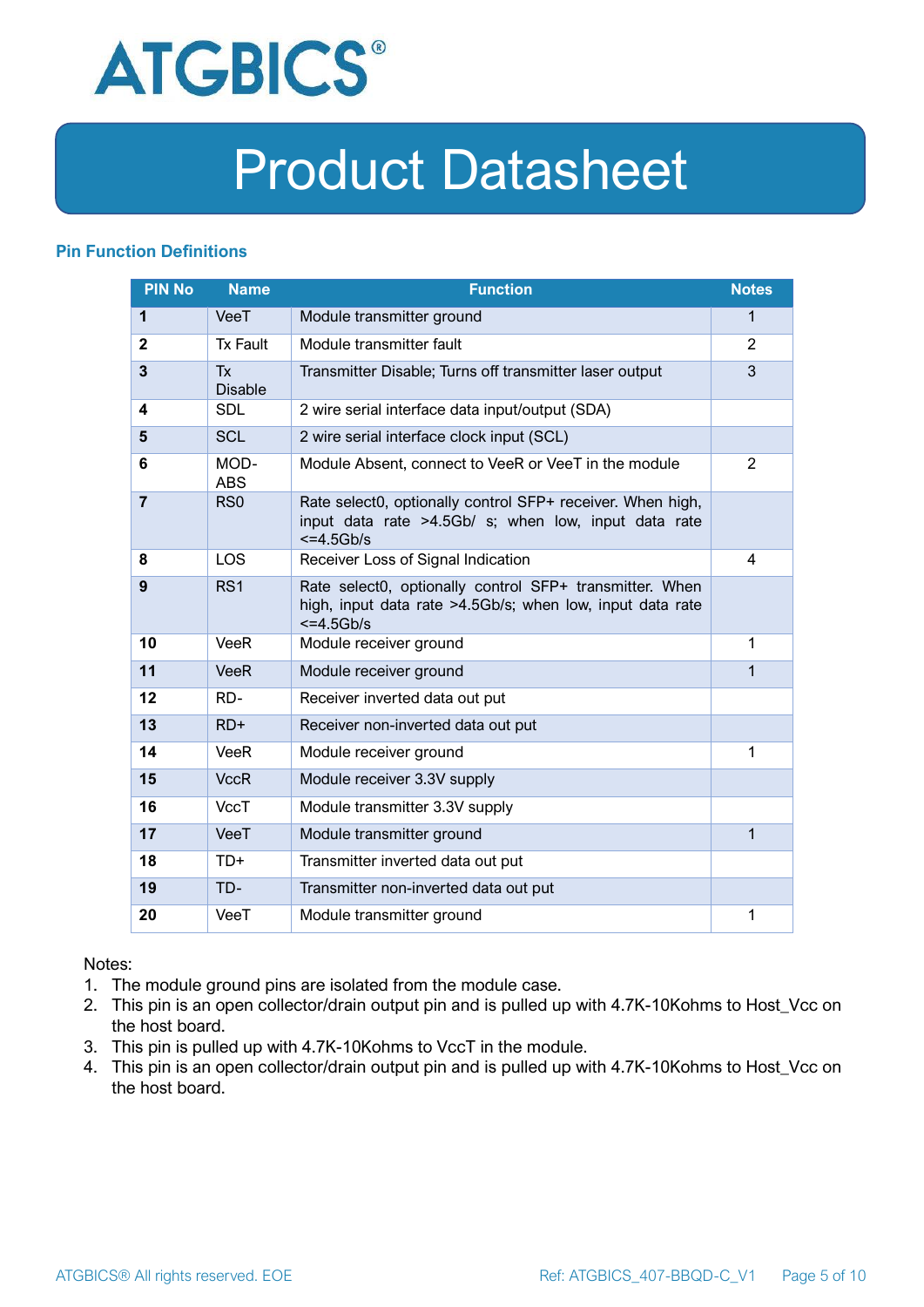## Pin Function Definitions

| PIN No | Name | Function | Notes |
|---|---|---|---|
| **1** | VeeT | Module transmitter ground | 1 |
| **2** | Tx Fault | Module transmitter fault | 2 |
| **3** | Tx Disable | Transmitter Disable; Turns off transmitter laser output | 3 |
| **4** | SDL | 2 wire serial interface data input/output (SDA) | |
| **5** | SCL | 2 wire serial interface clock input (SCL) | |
| **6** | MOD-ABS | Module Absent, connect to VeeR or VeeT in the module | 2 |
| **7** | RS0 | Rate select0, optionally control SFP+ receiver. When high, input data rate >4.5Gb/ s; when low, input data rate <=4.5Gb/s | |
| **8** | LOS | Receiver Loss of Signal Indication | 4 |
| **9** | RS1 | Rate select0, optionally control SFP+ transmitter. When high, input data rate >4.5Gb/s; when low, input data rate <=4.5Gb/s | |
| **10** | VeeR | Module receiver ground | 1 |
| **11** | VeeR | Module receiver ground | 1 |
| **12** | RD- | Receiver inverted data out put | |
| **13** | RD+ | Receiver non-inverted data out put | |
| **14** | VeeR | Module receiver ground | 1 |
| **15** | VccR | Module receiver 3.3V supply | |
| **16** | VccT | Module transmitter 3.3V supply | |
| **17** | VeeT | Module transmitter ground | 1 |
| **18** | TD+ | Transmitter inverted data out put | |
| **19** | TD- | Transmitter non-inverted data out put | |
| **20** | VeeT | Module transmitter ground | 1 |

Notes:

1. The module ground pins are isolated from the module case.
2. This pin is an open collector/drain output pin and is pulled up with 4.7K-10Kohms to Host_Vcc on the host board.
3. This pin is pulled up with 4.7K-10Kohms to VccT in the module.
4. This pin is an open collector/drain output pin and is pulled up with 4.7K-10Kohms to Host_Vcc on the host board.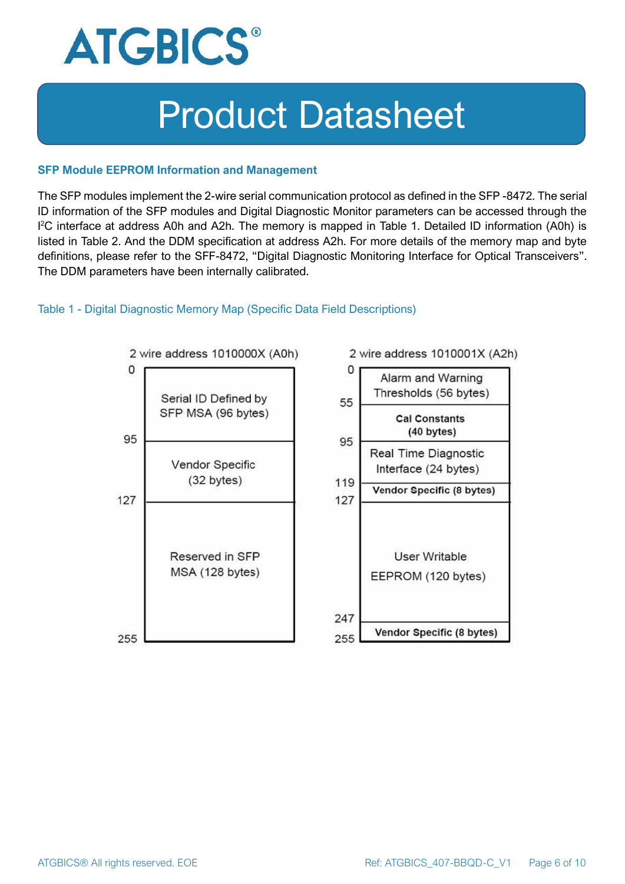## SFP Module EEPROM Information and Management

The SFP modules implement the 2-wire serial communication protocol as defined in the SFP -8472. The serial ID information of the SFP modules and Digital Diagnostic Monitor parameters can be accessed through the $I^2C$ interface at address A0h and A2h. The memory is mapped in Table 1. Detailed ID information (A0h) is listed in Table 2. And the DDM specification at address A2h. For more details of the memory map and byte definitions, please refer to the SFF-8472, "Digital Diagnostic Monitoring Interface for Optical Transceivers". The DDM parameters have been internally calibrated.

Table 1 - Digital Diagnostic Memory Map (Specific Data Field Descriptions)

**2 wire address 1010000X (A0h)**

| Address | Contents |
|---|---|
| 0–95 | Serial ID Defined by SFP MSA (96 bytes) |
| 95–127 | Vendor Specific (32 bytes) |
| 127–255 | Reserved in SFP MSA (128 bytes) |

**2 wire address 1010001X (A2h)**

| Address | Contents |
|---|---|
| 0–55 | Alarm and Warning Thresholds (56 bytes) |
| 55–95 | Cal Constants (40 bytes) |
| 95–119 | Real Time Diagnostic Interface (24 bytes) |
| 119–127 | Vendor Specific (8 bytes) |
| 127–247 | User Writable EEPROM (120 bytes) |
| 247–255 | Vendor Specific (8 bytes) |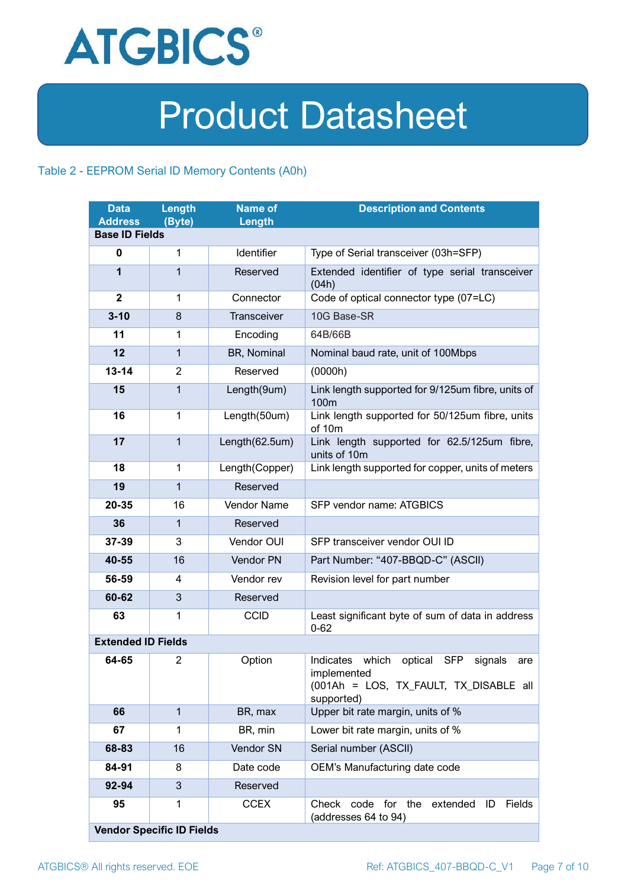# Product Datasheet

Table 2 - EEPROM Serial ID Memory Contents (A0h)

| Data Address | Length (Byte) | Name of Length | Description and Contents |
|---|---|---|---|
| **Base ID Fields** | | | |
| **0** | 1 | Identifier | Type of Serial transceiver (03h=SFP) |
| **1** | 1 | Reserved | Extended identifier of type serial transceiver (04h) |
| **2** | 1 | Connector | Code of optical connector type (07=LC) |
| **3-10** | 8 | Transceiver | 10G Base-SR |
| **11** | 1 | Encoding | 64B/66B |
| **12** | 1 | BR, Nominal | Nominal baud rate, unit of 100Mbps |
| **13-14** | 2 | Reserved | (0000h) |
| **15** | 1 | Length(9um) | Link length supported for 9/125um fibre, units of 100m |
| **16** | 1 | Length(50um) | Link length supported for 50/125um fibre, units of 10m |
| **17** | 1 | Length(62.5um) | Link length supported for 62.5/125um fibre, units of 10m |
| **18** | 1 | Length(Copper) | Link length supported for copper, units of meters |
| **19** | 1 | Reserved | |
| **20-35** | 16 | Vendor Name | SFP vendor name: ATGBICS |
| **36** | 1 | Reserved | |
| **37-39** | 3 | Vendor OUI | SFP transceiver vendor OUI ID |
| **40-55** | 16 | Vendor PN | Part Number: "407-BBQD-C" (ASCII) |
| **56-59** | 4 | Vendor rev | Revision level for part number |
| **60-62** | 3 | Reserved | |
| **63** | 1 | CCID | Least significant byte of sum of data in address 0-62 |
| **Extended ID Fields** | | | |
| **64-65** | 2 | Option | Indicates which optical SFP signals are implemented (001Ah = LOS, TX_FAULT, TX_DISABLE all supported) |
| **66** | 1 | BR, max | Upper bit rate margin, units of % |
| **67** | 1 | BR, min | Lower bit rate margin, units of % |
| **68-83** | 16 | Vendor SN | Serial number (ASCII) |
| **84-91** | 8 | Date code | OEM's Manufacturing date code |
| **92-94** | 3 | Reserved | |
| **95** | 1 | CCEX | Check code for the extended ID Fields (addresses 64 to 94) |
| **Vendor Specific ID Fields** | | | |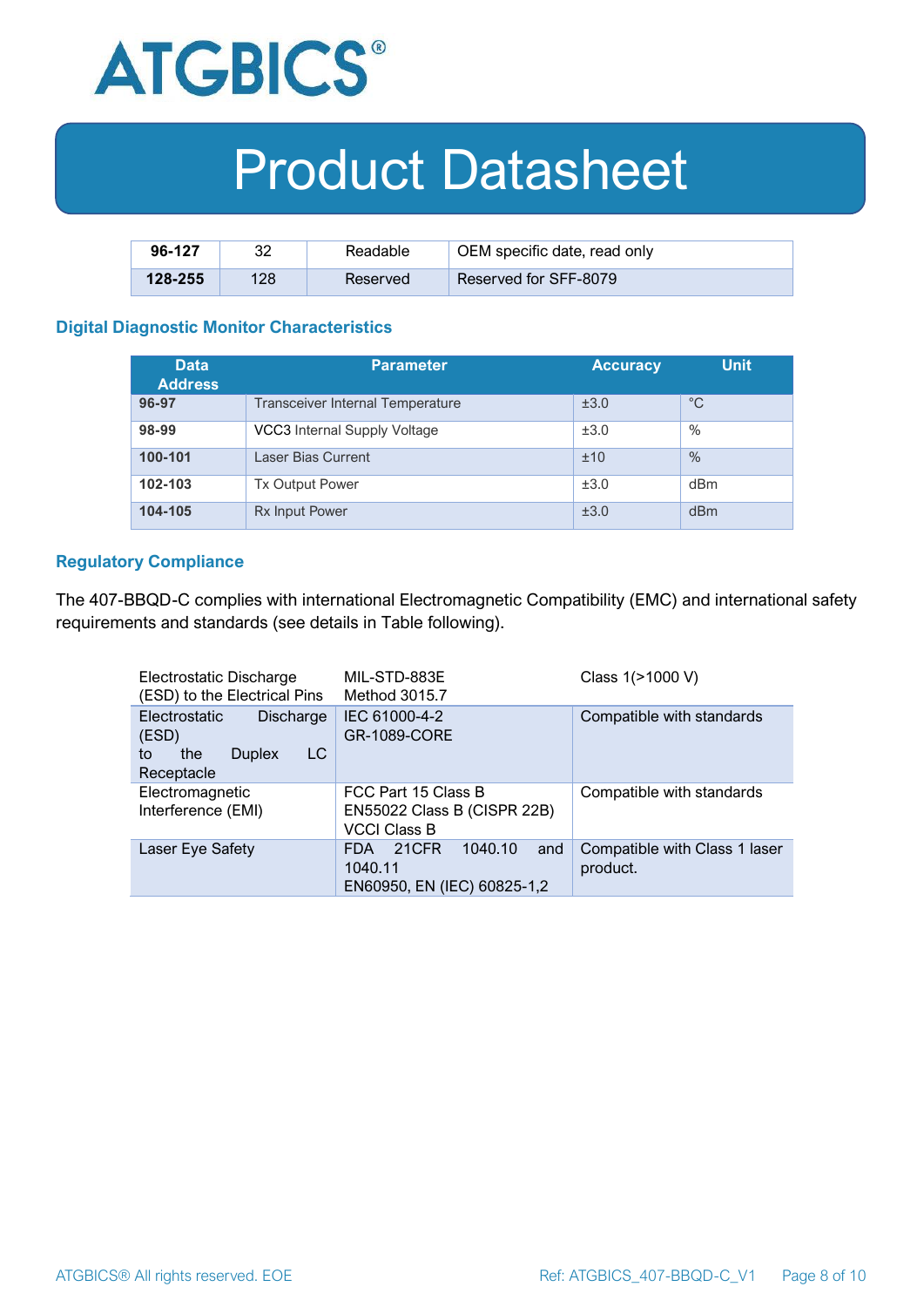| 96-127 | 32 | Readable | OEM specific date, read only |
|---|---|---|---|
| 128-255 | 128 | Reserved | Reserved for SFF-8079 |

## Digital Diagnostic Monitor Characteristics

| Data Address | Parameter | Accuracy | Unit |
|---|---|---|---|
| 96-97 | Transceiver Internal Temperature | ±3.0 | °C |
| 98-99 | VCC3 Internal Supply Voltage | ±3.0 | % |
| 100-101 | Laser Bias Current | ±10 | % |
| 102-103 | Tx Output Power | ±3.0 | dBm |
| 104-105 | Rx Input Power | ±3.0 | dBm |

## Regulatory Compliance

The 407-BBQD-C complies with international Electromagnetic Compatibility (EMC) and international safety requirements and standards (see details in Table following).

| Electrostatic Discharge (ESD) to the Electrical Pins | MIL-STD-883E Method 3015.7 | Class 1(>1000 V) |
|---|---|---|
| Electrostatic Discharge (ESD) to the Duplex LC Receptacle | IEC 61000-4-2 GR-1089-CORE | Compatible with standards |
| Electromagnetic Interference (EMI) | FCC Part 15 Class B EN55022 Class B (CISPR 22B) VCCI Class B | Compatible with standards |
| Laser Eye Safety | FDA 21CFR 1040.10 and 1040.11 EN60950, EN (IEC) 60825-1,2 | Compatible with Class 1 laser product. |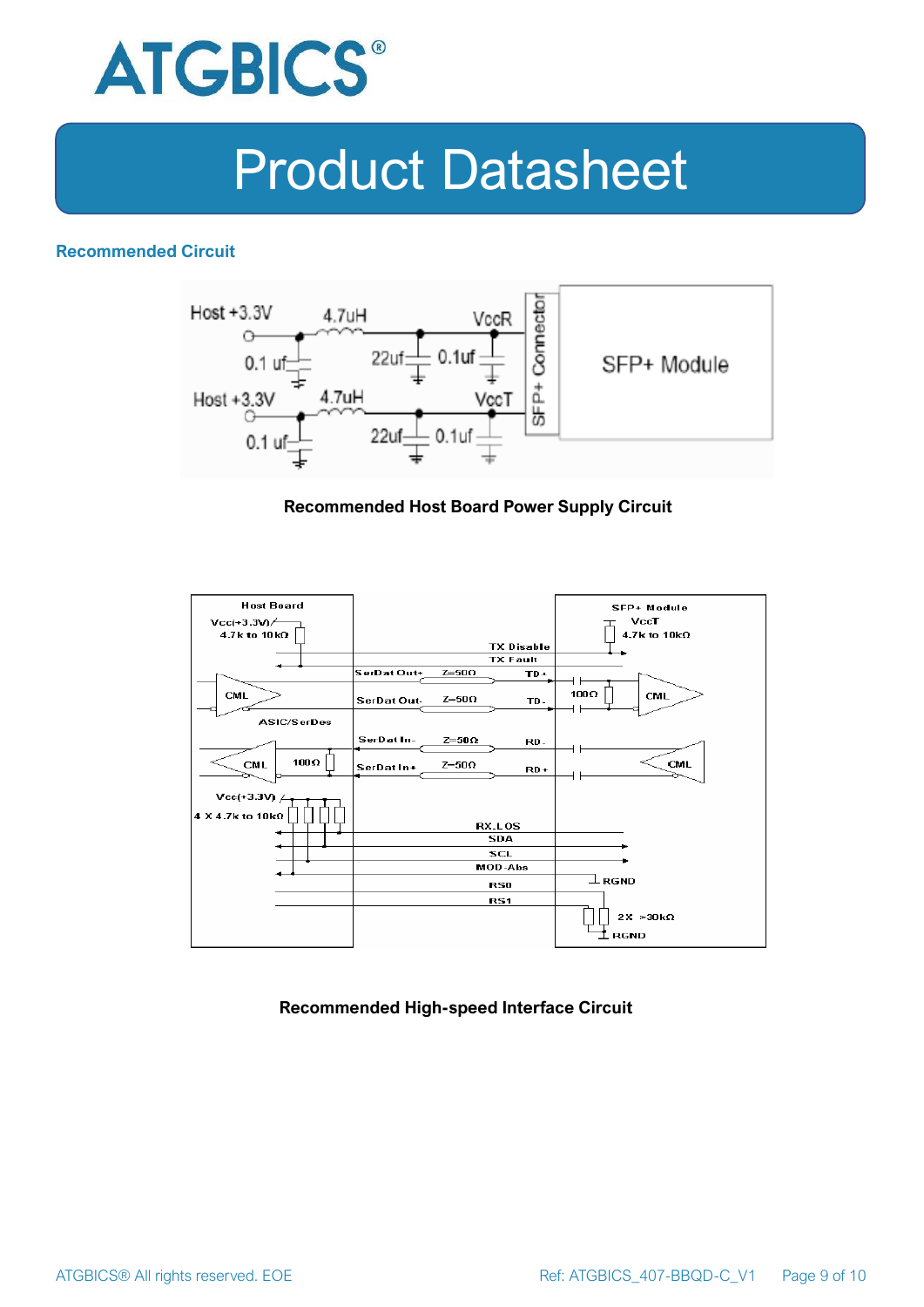## Recommended Circuit

**Recommended Host Board Power Supply Circuit**

**Recommended High-speed Interface Circuit**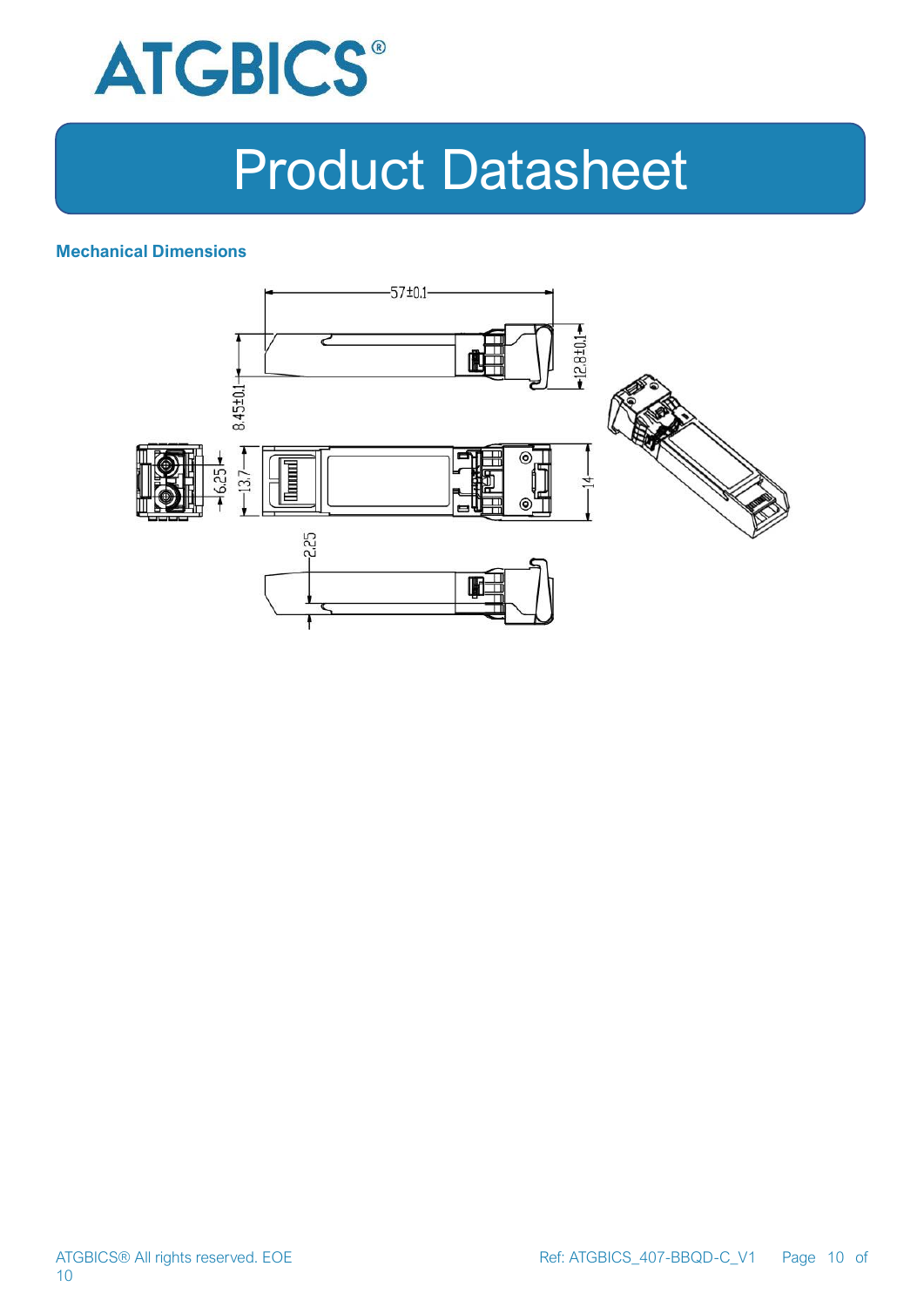**Mechanical Dimensions**

57±0.1

12.8±0.1

8.45±0.1

6.25

13.7

14

2.25